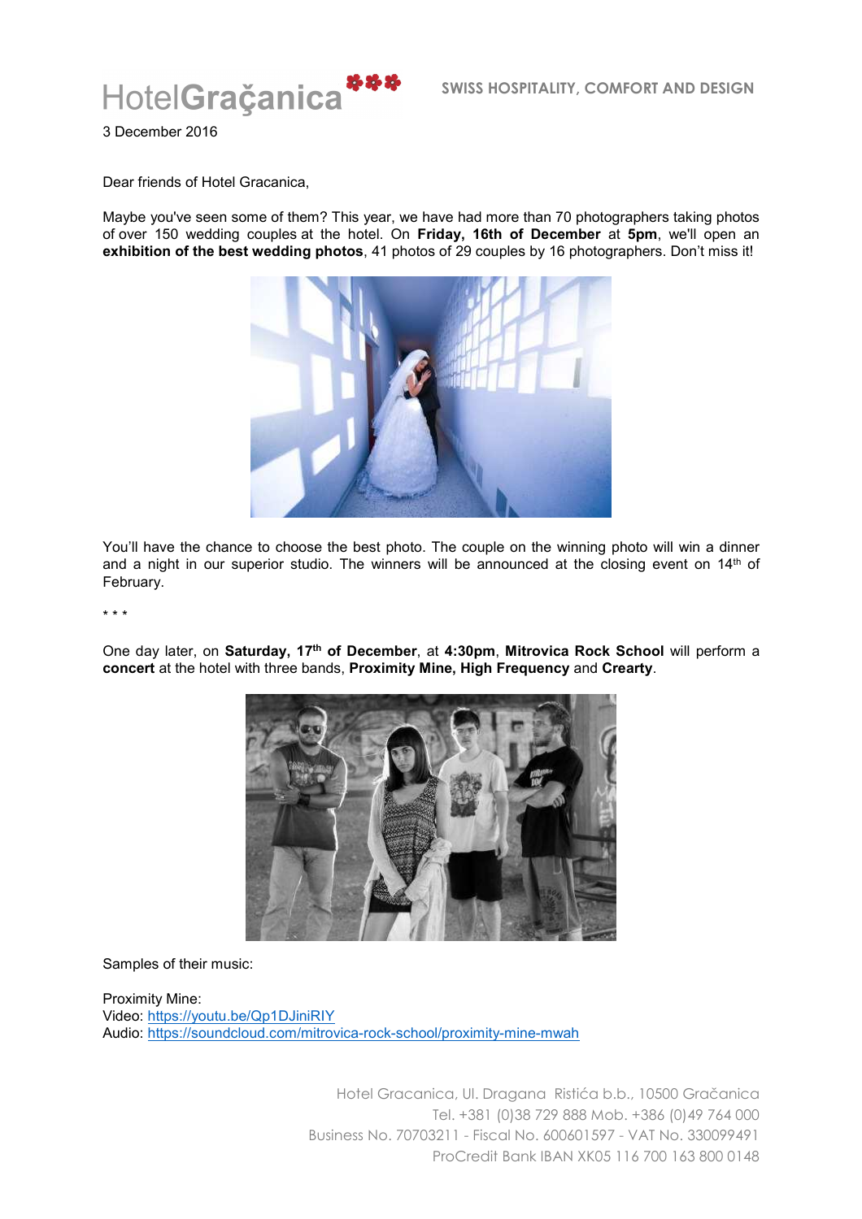HotelGraçanica

SWISS HOSPITALITY, COMFORT AND DESIGN

3 December 2016

Dear friends of Hotel Gracanica,

Maybe you've seen some of them? This year, we have had more than 70 photographers taking photos of over 150 wedding couples at the hotel. On **Friday, 16th of December** at **5pm**, we'll open an **exhibition of the best wedding photos**, 41 photos of 29 couples by 16 photographers. Don't miss it!

You'll have the chance to choose the best photo. The couple on the winning photo will win a dinner and a night in our superior studio. The winners will be announced at the closing event on 14th of February.

* * *

One day later, on **Saturday, 17th of December**, at **4:30pm**, **Mitrovica Rock School** will perform a **concert** at the hotel with three bands, **Proximity Mine, High Frequency** and **Crearty**.

Samples of their music:

Proximity Mine:
Video: https://youtu.be/Qp1DJiniRIY
Audio: https://soundcloud.com/mitrovica-rock-school/proximity-mine-mwah

Hotel Gracanica, Ul. Dragana Ristića b.b., 10500 Gračanica
Tel. +381 (0)38 729 888 Mob. +386 (0)49 764 000
Business No. 70703211 - Fiscal No. 600601597 - VAT No. 330099491
ProCredit Bank IBAN XK05 116 700 163 800 0148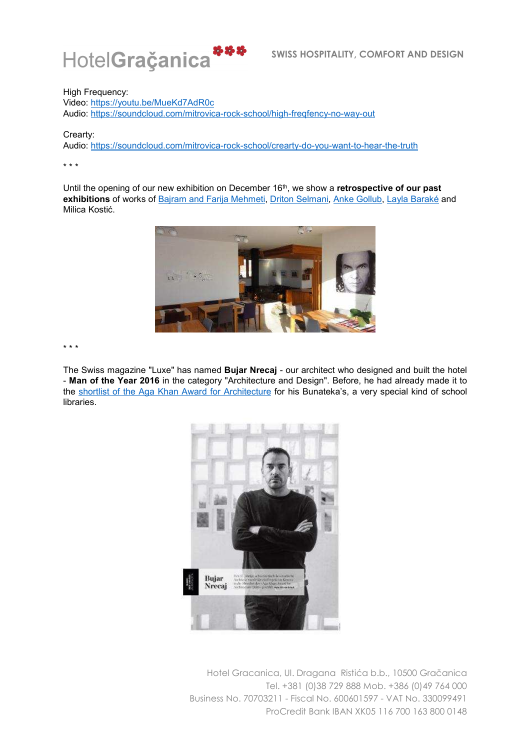High Frequency:
Video: [https://youtu.be/MueKd7AdR0c](https://youtu.be/MueKd7AdR0c)
Audio: [https://soundcloud.com/mitrovica-rock-school/high-freqfency-no-way-out](https://soundcloud.com/mitrovica-rock-school/high-freqfency-no-way-out)

Crearty:
Audio: [https://soundcloud.com/mitrovica-rock-school/crearty-do-you-want-to-hear-the-truth](https://soundcloud.com/mitrovica-rock-school/crearty-do-you-want-to-hear-the-truth)

* * *

Until the opening of our new exhibition on December 16th, we show a **retrospective of our past exhibitions** of works of Bajram and Farija Mehmeti, Driton Selmani, Anke Gollub, Layla Baraké and Milica Kostić.

* * *

The Swiss magazine "Luxe" has named **Bujar Nrecaj** - our architect who designed and built the hotel - **Man of the Year 2016** in the category "Architecture and Design". Before, he had already made it to the shortlist of the Aga Khan Award for Architecture for his Bunateka's, a very special kind of school libraries.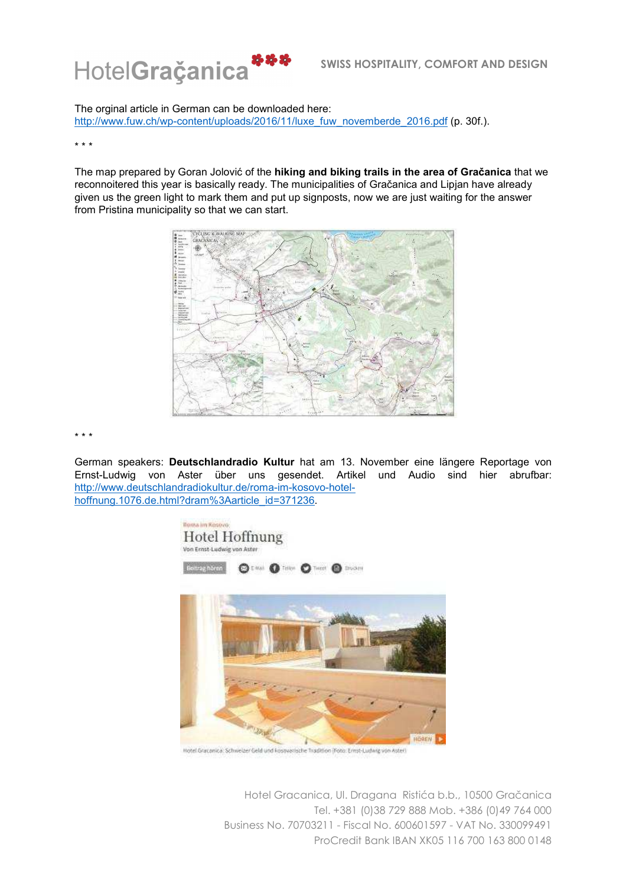The orginal article in German can be downloaded here: http://www.fuw.ch/wp-content/uploads/2016/11/luxe_fuw_novemberde_2016.pdf (p. 30f.).

* * *

The map prepared by Goran Jolović of the **hiking and biking trails in the area of Gračanica** that we reconnoitered this year is basically ready. The municipalities of Gračanica and Lipjan have already given us the green light to mark them and put up signposts, now we are just waiting for the answer from Pristina municipality so that we can start.

* * *

German speakers: **Deutschlandradio Kultur** hat am 13. November eine längere Reportage von Ernst-Ludwig von Aster über uns gesendet. Artikel und Audio sind hier abrufbar: http://www.deutschlandradiokultur.de/roma-im-kosovo-hotel-hoffnung.1076.de.html?dram%3Aarticle_id=371236.

Hotel Gracanica: Schweizer Geld und kosovarische Tradition (Foto: Ernst-Ludwig von Aster)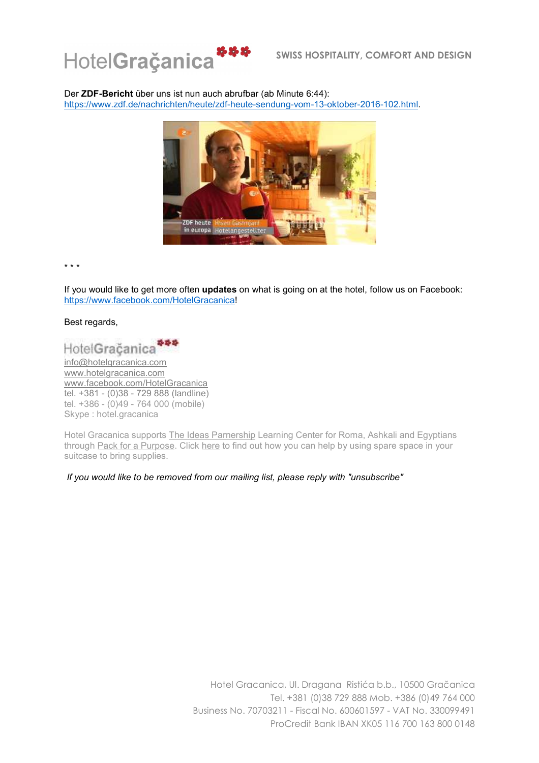HotelGračanica

SWISS HOSPITALITY, COMFORT AND DESIGN

Der **ZDF-Bericht** über uns ist nun auch abrufbar (ab Minute 6:44): https://www.zdf.de/nachrichten/heute/zdf-heute-sendung-vom-13-oktober-2016-102.html.

* * *

If you would like to get more often **updates** on what is going on at the hotel, follow us on Facebook: https://www.facebook.com/HotelGracanica!

Best regards,

HotelGračanica

info@hotelgracanica.com
www.hotelgracanica.com
www.facebook.com/HotelGracanica
tel. +381 - (0)38 - 729 888 (landline)
tel. +386 - (0)49 - 764 000 (mobile)
Skype : hotel.gracanica

Hotel Gracanica supports The Ideas Parnership Learning Center for Roma, Ashkali and Egyptians through Pack for a Purpose. Click here to find out how you can help by using spare space in your suitcase to bring supplies.

*If you would like to be removed from our mailing list, please reply with "unsubscribe"*

Hotel Gracanica, Ul. Dragana Ristića b.b., 10500 Gračanica
Tel. +381 (0)38 729 888 Mob. +386 (0)49 764 000
Business No. 70703211 - Fiscal No. 600601597 - VAT No. 330099491
ProCredit Bank IBAN XK05 116 700 163 800 0148